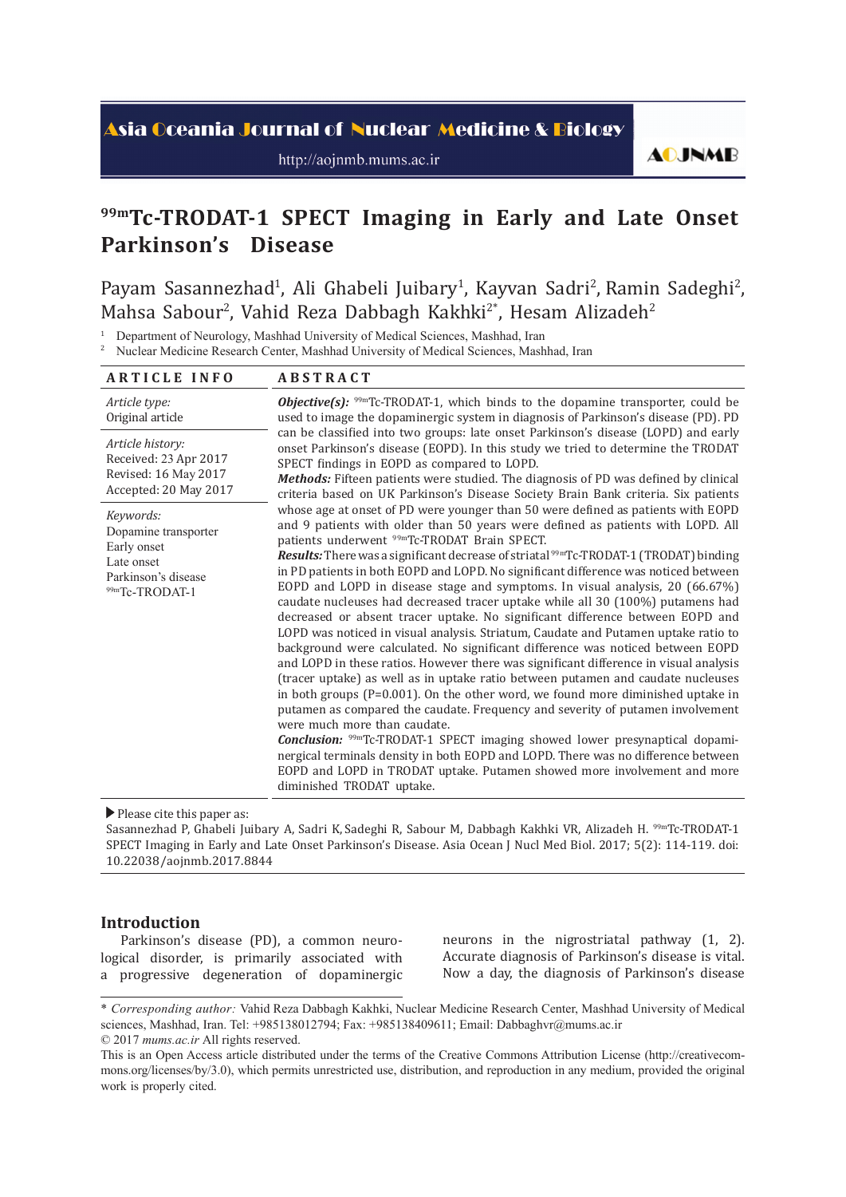Asia Oceania Journal of Nuclear Medicine & Biology

http://aojnmb.mums.ac.ir

AOJNMB

# $^{99m}$Tc-TRODAT-1 SPECT Imaging in Early and Late Onset Parkinson's Disease

Payam Sasannezhad[1], Ali Ghabeli Juibary[1], Kayvan Sadri[2], Ramin Sadeghi[2], Mahsa Sabour[2], Vahid Reza Dabbagh Kakhki[2*], Hesam Alizadeh[2]

[1] Department of Neurology, Mashhad University of Medical Sciences, Mashhad, Iran
[2] Nuclear Medicine Research Center, Mashhad University of Medical Sciences, Mashhad, Iran

## ARTICLE INFO

*Article type:*
Original article

*Article history:*
Received: 23 Apr 2017
Revised: 16 May 2017
Accepted: 20 May 2017

*Keywords:*
Dopamine transporter
Early onset
Late onset
Parkinson's disease
$^{99m}$Tc-TRODAT-1

## ABSTRACT

***Objective(s):*** $^{99m}$Tc-TRODAT-1, which binds to the dopamine transporter, could be used to image the dopaminergic system in diagnosis of Parkinson's disease (PD). PD can be classified into two groups: late onset Parkinson's disease (LOPD) and early onset Parkinson's disease (EOPD). In this study we tried to determine the TRODAT SPECT findings in EOPD as compared to LOPD.

***Methods:*** Fifteen patients were studied. The diagnosis of PD was defined by clinical criteria based on UK Parkinson's Disease Society Brain Bank criteria. Six patients whose age at onset of PD were younger than 50 were defined as patients with EOPD and 9 patients with older than 50 years were defined as patients with LOPD. All patients underwent $^{99m}$Tc-TRODAT Brain SPECT.

***Results:*** There was a significant decrease of striatal $^{99m}$Tc-TRODAT-1 (TRODAT) binding in PD patients in both EOPD and LOPD. No significant difference was noticed between EOPD and LOPD in disease stage and symptoms. In visual analysis, 20 (66.67%) caudate nucleuses had decreased tracer uptake while all 30 (100%) putamens had decreased or absent tracer uptake. No significant difference between EOPD and LOPD was noticed in visual analysis. Striatum, Caudate and Putamen uptake ratio to background were calculated. No significant difference was noticed between EOPD and LOPD in these ratios. However there was significant difference in visual analysis (tracer uptake) as well as in uptake ratio between putamen and caudate nucleuses in both groups (P=0.001). On the other word, we found more diminished uptake in putamen as compared the caudate. Frequency and severity of putamen involvement were much more than caudate.

***Conclusion:*** $^{99m}$Tc-TRODAT-1 SPECT imaging showed lower presynaptical dopaminergical terminals density in both EOPD and LOPD. There was no difference between EOPD and LOPD in TRODAT uptake. Putamen showed more involvement and more diminished TRODAT uptake.

▶ Please cite this paper as:
Sasannezhad P, Ghabeli Juibary A, Sadri K, Sadeghi R, Sabour M, Dabbagh Kakhki VR, Alizadeh H. $^{99m}$Tc-TRODAT-1 SPECT Imaging in Early and Late Onset Parkinson's Disease. Asia Ocean J Nucl Med Biol. 2017; 5(2): 114-119. doi: 10.22038/aojnmb.2017.8844

## Introduction

Parkinson's disease (PD), a common neurological disorder, is primarily associated with a progressive degeneration of dopaminergic neurons in the nigrostriatal pathway (1, 2). Accurate diagnosis of Parkinson's disease is vital. Now a day, the diagnosis of Parkinson's disease

\* *Corresponding author:* Vahid Reza Dabbagh Kakhki, Nuclear Medicine Research Center, Mashhad University of Medical sciences, Mashhad, Iran. Tel: +985138012794; Fax: +985138409611; Email: Dabbaghvr@mums.ac.ir
© 2017 *mums.ac.ir* All rights reserved.
This is an Open Access article distributed under the terms of the Creative Commons Attribution License (http://creativecommons.org/licenses/by/3.0), which permits unrestricted use, distribution, and reproduction in any medium, provided the original work is properly cited.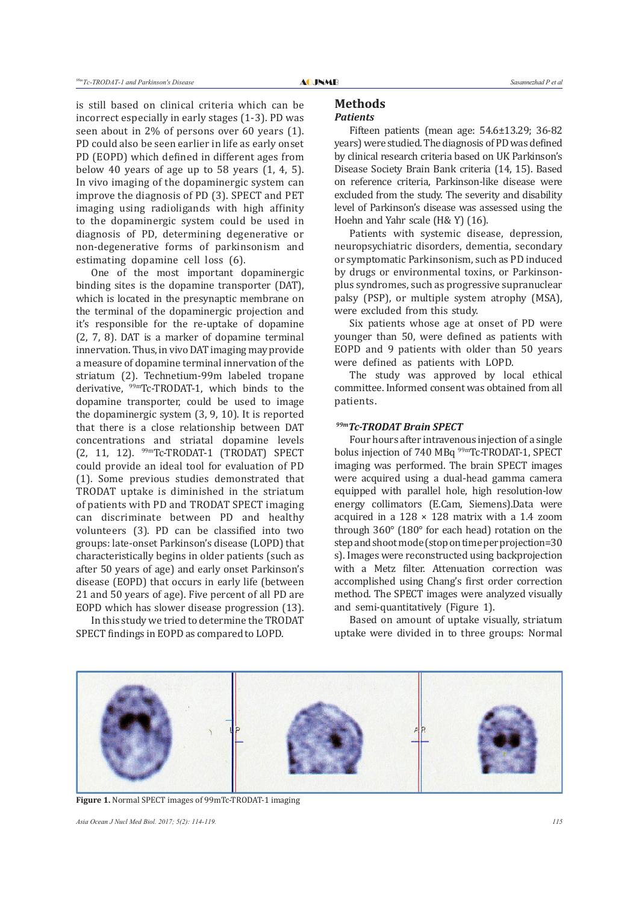is still based on clinical criteria which can be incorrect especially in early stages (1-3). PD was seen about in 2% of persons over 60 years (1). PD could also be seen earlier in life as early onset PD (EOPD) which defined in different ages from below 40 years of age up to 58 years (1, 4, 5). In vivo imaging of the dopaminergic system can improve the diagnosis of PD (3). SPECT and PET imaging using radioligands with high affinity to the dopaminergic system could be used in diagnosis of PD, determining degenerative or non-degenerative forms of parkinsonism and estimating dopamine cell loss (6).

One of the most important dopaminergic binding sites is the dopamine transporter (DAT), which is located in the presynaptic membrane on the terminal of the dopaminergic projection and it's responsible for the re-uptake of dopamine (2, 7, 8). DAT is a marker of dopamine terminal innervation. Thus, in vivo DAT imaging may provide a measure of dopamine terminal innervation of the striatum (2). Technetium-99m labeled tropane derivative, $^{99m}$Tc-TRODAT-1, which binds to the dopamine transporter, could be used to image the dopaminergic system (3, 9, 10). It is reported that there is a close relationship between DAT concentrations and striatal dopamine levels (2, 11, 12). $^{99m}$Tc-TRODAT-1 (TRODAT) SPECT could provide an ideal tool for evaluation of PD (1). Some previous studies demonstrated that TRODAT uptake is diminished in the striatum of patients with PD and TRODAT SPECT imaging can discriminate between PD and healthy volunteers (3). PD can be classified into two groups: late-onset Parkinson's disease (LOPD) that characteristically begins in older patients (such as after 50 years of age) and early onset Parkinson's disease (EOPD) that occurs in early life (between 21 and 50 years of age). Five percent of all PD are EOPD which has slower disease progression (13).

In this study we tried to determine the TRODAT SPECT findings in EOPD as compared to LOPD.

## Methods

### *Patients*

Fifteen patients (mean age: 54.6±13.29; 36-82 years) were studied. The diagnosis of PD was defined by clinical research criteria based on UK Parkinson's Disease Society Brain Bank criteria (14, 15). Based on reference criteria, Parkinson-like disease were excluded from the study. The severity and disability level of Parkinson's disease was assessed using the Hoehn and Yahr scale (H& Y) (16).

Patients with systemic disease, depression, neuropsychiatric disorders, dementia, secondary or symptomatic Parkinsonism, such as PD induced by drugs or environmental toxins, or Parkinson-plus syndromes, such as progressive supranuclear palsy (PSP), or multiple system atrophy (MSA), were excluded from this study.

Six patients whose age at onset of PD were younger than 50, were defined as patients with EOPD and 9 patients with older than 50 years were defined as patients with LOPD.

The study was approved by local ethical committee. Informed consent was obtained from all patients.

### *$^{99m}$Tc-TRODAT Brain SPECT*

Four hours after intravenous injection of a single bolus injection of 740 MBq $^{99m}$Tc-TRODAT-1, SPECT imaging was performed. The brain SPECT images were acquired using a dual-head gamma camera equipped with parallel hole, high resolution-low energy collimators (E.Cam, Siemens).Data were acquired in a 128 × 128 matrix with a 1.4 zoom through 360° (180° for each head) rotation on the step and shoot mode (stop on time per projection=30 s). Images were reconstructed using backprojection with a Metz filter. Attenuation correction was accomplished using Chang's first order correction method. The SPECT images were analyzed visually and semi-quantitatively (Figure 1).

Based on amount of uptake visually, striatum uptake were divided in to three groups: Normal

**Figure 1.** Normal SPECT images of 99mTc-TRODAT-1 imaging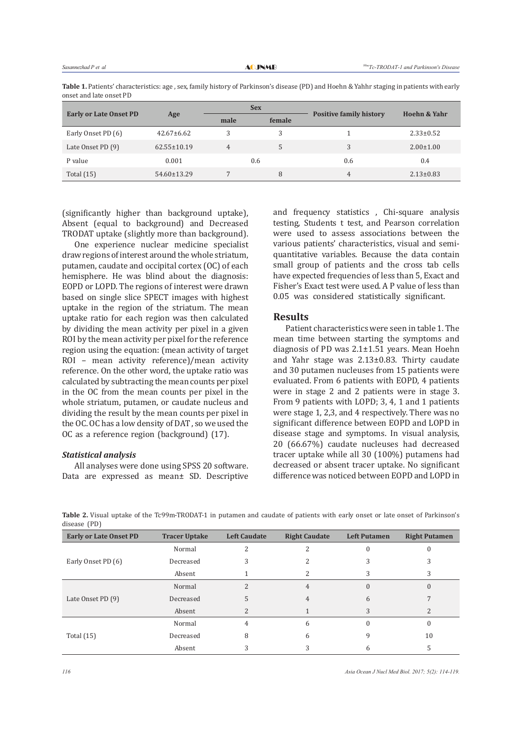**Table 1.** Patients' characteristics: age , sex, family history of Parkinson's disease (PD) and Hoehn & Yahhr staging in patients with early onset and late onset PD

| Early or Late Onset PD | Age | Sex | | Positive family history | Hoehn & Yahr |
|---|---|---|---|---|---|
| | | male | female | | |
| Early Onset PD (6) | 42.67±6.62 | 3 | 3 | 1 | 2.33±0.52 |
| Late Onset PD (9) | 62.55±10.19 | 4 | 5 | 3 | 2.00±1.00 |
| P value | 0.001 | 0.6 | | 0.6 | 0.4 |
| Total (15) | 54.60±13.29 | 7 | 8 | 4 | 2.13±0.83 |

(significantly higher than background uptake), Absent (equal to background) and Decreased TRODAT uptake (slightly more than background).

One experience nuclear medicine specialist draw regions of interest around the whole striatum, putamen, caudate and occipital cortex (OC) of each hemisphere. He was blind about the diagnosis: EOPD or LOPD. The regions of interest were drawn based on single slice SPECT images with highest uptake in the region of the striatum. The mean uptake ratio for each region was then calculated by dividing the mean activity per pixel in a given ROI by the mean activity per pixel for the reference region using the equation: (mean activity of target ROI – mean activity reference)/mean activity reference. On the other word, the uptake ratio was calculated by subtracting the mean counts per pixel in the OC from the mean counts per pixel in the whole striatum, putamen, or caudate nucleus and dividing the result by the mean counts per pixel in the OC. OC has a low density of DAT , so we used the OC as a reference region (background) (17).

### *Statistical analysis*

All analyses were done using SPSS 20 software. Data are expressed as mean± SD. Descriptive and frequency statistics , Chi-square analysis testing, Students t test, and Pearson correlation were used to assess associations between the various patients' characteristics, visual and semi-quantitative variables. Because the data contain small group of patients and the cross tab cells have expected frequencies of less than 5, Exact and Fisher's Exact test were used. A P value of less than 0.05 was considered statistically significant.

## Results

Patient characteristics were seen in table 1. The mean time between starting the symptoms and diagnosis of PD was 2.1±1.51 years. Mean Hoehn and Yahr stage was 2.13±0.83. Thirty caudate and 30 putamen nucleuses from 15 patients were evaluated. From 6 patients with EOPD, 4 patients were in stage 2 and 2 patients were in stage 3. From 9 patients with LOPD; 3, 4, 1 and 1 patients were stage 1, 2,3, and 4 respectively. There was no significant difference between EOPD and LOPD in disease stage and symptoms. In visual analysis, 20 (66.67%) caudate nucleuses had decreased tracer uptake while all 30 (100%) putamens had decreased or absent tracer uptake. No significant difference was noticed between EOPD and LOPD in

**Table 2.** Visual uptake of the Tc99m-TRODAT-1 in putamen and caudate of patients with early onset or late onset of Parkinson's disease (PD)

| Early or Late Onset PD | Tracer Uptake | Left Caudate | Right Caudate | Left Putamen | Right Putamen |
|---|---|---|---|---|---|
| Early Onset PD (6) | Normal | 2 | 2 | 0 | 0 |
| | Decreased | 3 | 2 | 3 | 3 |
| | Absent | 1 | 2 | 3 | 3 |
| Late Onset PD (9) | Normal | 2 | 4 | 0 | 0 |
| | Decreased | 5 | 4 | 6 | 7 |
| | Absent | 2 | 1 | 3 | 2 |
| Total (15) | Normal | 4 | 6 | 0 | 0 |
| | Decreased | 8 | 6 | 9 | 10 |
| | Absent | 3 | 3 | 6 | 5 |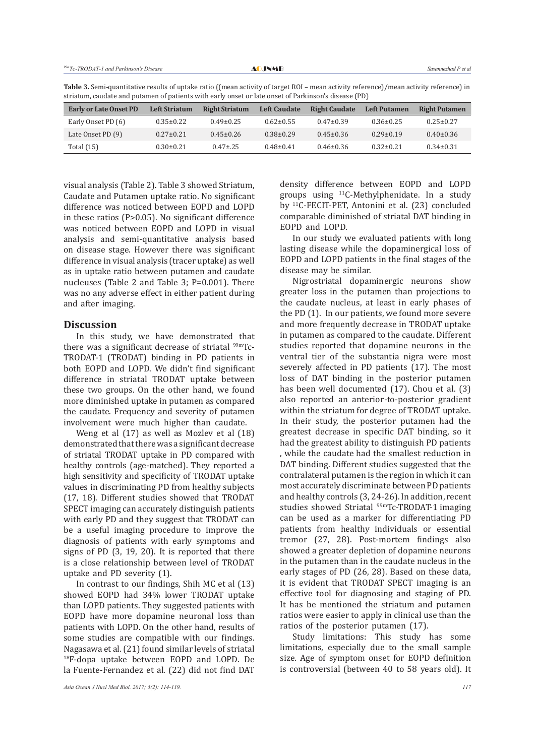**Table 3.** Semi-quantitative results of uptake ratio ((mean activity of target ROI – mean activity reference)/mean activity reference) in striatum, caudate and putamen of patients with early onset or late onset of Parkinson's disease (PD)

| Early or Late Onset PD | Left Striatum | Right Striatum | Left Caudate | Right Caudate | Left Putamen | Right Putamen |
|---|---|---|---|---|---|---|
| Early Onset PD (6) | 0.35±0.22 | 0.49±0.25 | 0.62±0.55 | 0.47±0.39 | 0.36±0.25 | 0.25±0.27 |
| Late Onset PD (9) | 0.27±0.21 | 0.45±0.26 | 0.38±0.29 | 0.45±0.36 | 0.29±0.19 | 0.40±0.36 |
| Total (15) | 0.30±0.21 | 0.47±.25 | 0.48±0.41 | 0.46±0.36 | 0.32±0.21 | 0.34±0.31 |

visual analysis (Table 2). Table 3 showed Striatum, Caudate and Putamen uptake ratio. No significant difference was noticed between EOPD and LOPD in these ratios (P>0.05). No significant difference was noticed between EOPD and LOPD in visual analysis and semi-quantitative analysis based on disease stage. However there was significant difference in visual analysis (tracer uptake) as well as in uptake ratio between putamen and caudate nucleuses (Table 2 and Table 3; P=0.001). There was no any adverse effect in either patient during and after imaging.

## Discussion

In this study, we have demonstrated that there was a significant decrease of striatal $^{99m}$Tc-TRODAT-1 (TRODAT) binding in PD patients in both EOPD and LOPD. We didn't find significant difference in striatal TRODAT uptake between these two groups. On the other hand, we found more diminished uptake in putamen as compared the caudate. Frequency and severity of putamen involvement were much higher than caudate.

Weng et al (17) as well as Mozlev et al (18) demonstrated that there was a significant decrease of striatal TRODAT uptake in PD compared with healthy controls (age-matched). They reported a high sensitivity and specificity of TRODAT uptake values in discriminating PD from healthy subjects (17, 18). Different studies showed that TRODAT SPECT imaging can accurately distinguish patients with early PD and they suggest that TRODAT can be a useful imaging procedure to improve the diagnosis of patients with early symptoms and signs of PD (3, 19, 20). It is reported that there is a close relationship between level of TRODAT uptake and PD severity (1).

In contrast to our findings, Shih MC et al (13) showed EOPD had 34% lower TRODAT uptake than LOPD patients. They suggested patients with EOPD have more dopamine neuronal loss than patients with LOPD. On the other hand, results of some studies are compatible with our findings. Nagasawa et al. (21) found similar levels of striatal $^{18}$F-dopa uptake between EOPD and LOPD. De la Fuente-Fernandez et al. (22) did not find DAT density difference between EOPD and LOPD groups using $^{11}$C-Methylphenidate. In a study by $^{11}$C-FECIT-PET, Antonini et al. (23) concluded comparable diminished of striatal DAT binding in EOPD and LOPD.

In our study we evaluated patients with long lasting disease while the dopaminergical loss of EOPD and LOPD patients in the final stages of the disease may be similar.

Nigrostriatal dopaminergic neurons show greater loss in the putamen than projections to the caudate nucleus, at least in early phases of the PD (1). In our patients, we found more severe and more frequently decrease in TRODAT uptake in putamen as compared to the caudate. Different studies reported that dopamine neurons in the ventral tier of the substantia nigra were most severely affected in PD patients (17). The most loss of DAT binding in the posterior putamen has been well documented (17). Chou et al. (3) also reported an anterior-to-posterior gradient within the striatum for degree of TRODAT uptake. In their study, the posterior putamen had the greatest decrease in specific DAT binding, so it had the greatest ability to distinguish PD patients , while the caudate had the smallest reduction in DAT binding. Different studies suggested that the contralateral putamen is the region in which it can most accurately discriminate between PD patients and healthy controls (3, 24-26). In addition, recent studies showed Striatal $^{99m}$Tc-TRODAT-1 imaging can be used as a marker for differentiating PD patients from healthy individuals or essential tremor (27, 28). Post-mortem findings also showed a greater depletion of dopamine neurons in the putamen than in the caudate nucleus in the early stages of PD (26, 28). Based on these data, it is evident that TRODAT SPECT imaging is an effective tool for diagnosing and staging of PD. It has be mentioned the striatum and putamen ratios were easier to apply in clinical use than the ratios of the posterior putamen (17).

Study limitations: This study has some limitations, especially due to the small sample size. Age of symptom onset for EOPD definition is controversial (between 40 to 58 years old). It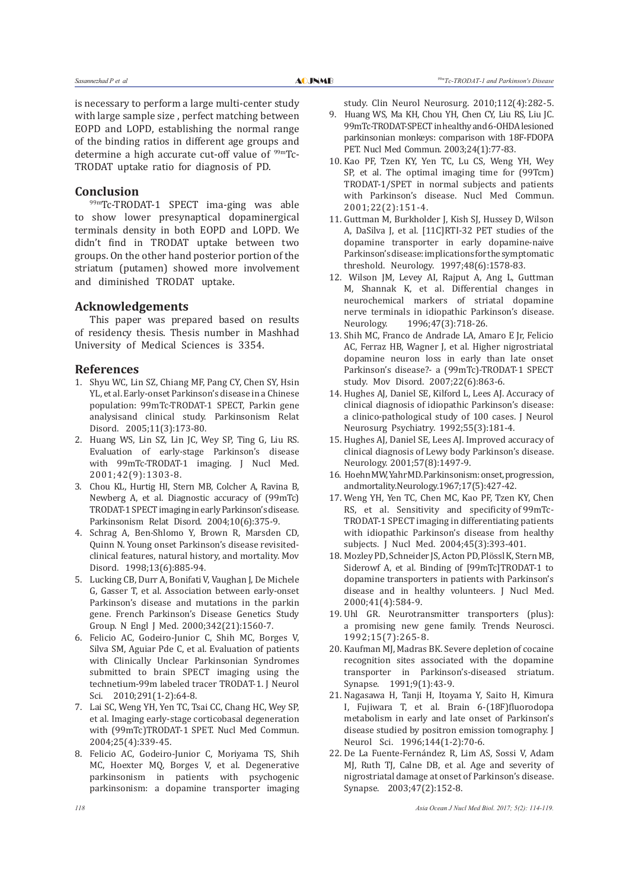is necessary to perform a large multi-center study with large sample size , perfect matching between EOPD and LOPD, establishing the normal range of the binding ratios in different age groups and determine a high accurate cut-off value of $^{99m}$Tc-TRODAT uptake ratio for diagnosis of PD.

## Conclusion

$^{99m}$Tc-TRODAT-1 SPECT ima-ging was able to show lower presynaptical dopaminergical terminals density in both EOPD and LOPD. We didn't find in TRODAT uptake between two groups. On the other hand posterior portion of the striatum (putamen) showed more involvement and diminished TRODAT uptake.

## Acknowledgements

This paper was prepared based on results of residency thesis. Thesis number in Mashhad University of Medical Sciences is 3354.

## References

1. Shyu WC, Lin SZ, Chiang MF, Pang CY, Chen SY, Hsin YL, et al. Early-onset Parkinson's disease in a Chinese population: 99mTc-TRODAT-1 SPECT, Parkin gene analysisand clinical study. Parkinsonism Relat Disord. 2005;11(3):173-80.
2. Huang WS, Lin SZ, Lin JC, Wey SP, Ting G, Liu RS. Evaluation of early-stage Parkinson's disease with 99mTc-TRODAT-1 imaging. J Nucl Med. 2001;42(9):1303-8.
3. Chou KL, Hurtig HI, Stern MB, Colcher A, Ravina B, Newberg A, et al. Diagnostic accuracy of (99mTc) TRODAT-1 SPECT imaging in early Parkinson's disease. Parkinsonism Relat Disord. 2004;10(6):375-9.
4. Schrag A, Ben-Shlomo Y, Brown R, Marsden CD, Quinn N. Young onset Parkinson's disease revisited-clinical features, natural history, and mortality. Mov Disord. 1998;13(6):885-94.
5. Lucking CB, Durr A, Bonifati V, Vaughan J, De Michele G, Gasser T, et al. Association between early-onset Parkinson's disease and mutations in the parkin gene. French Parkinson's Disease Genetics Study Group. N Engl J Med. 2000;342(21):1560-7.
6. Felicio AC, Godeiro-Junior C, Shih MC, Borges V, Silva SM, Aguiar Pde C, et al. Evaluation of patients with Clinically Unclear Parkinsonian Syndromes submitted to brain SPECT imaging using the technetium-99m labeled tracer TRODAT-1. J Neurol Sci. 2010;291(1-2):64-8.
7. Lai SC, Weng YH, Yen TC, Tsai CC, Chang HC, Wey SP, et al. Imaging early-stage corticobasal degeneration with (99mTc)TRODAT-1 SPET. Nucl Med Commun. 2004;25(4):339-45.
8. Felicio AC, Godeiro-Junior C, Moriyama TS, Shih MC, Hoexter MQ, Borges V, et al. Degenerative parkinsonism in patients with psychogenic parkinsonism: a dopamine transporter imaging study. Clin Neurol Neurosurg. 2010;112(4):282-5.
9. Huang WS, Ma KH, Chou YH, Chen CY, Liu RS, Liu JC. 99mTc-TRODAT-SPECT in healthy and 6-OHDA lesioned parkinsonian monkeys: comparison with 18F-FDOPA PET. Nucl Med Commun. 2003;24(1):77-83.
10. Kao PF, Tzen KY, Yen TC, Lu CS, Weng YH, Wey SP, et al. The optimal imaging time for (99Tcm) TRODAT-1/SPET in normal subjects and patients with Parkinson's disease. Nucl Med Commun. 2001;22(2):151-4.
11. Guttman M, Burkholder J, Kish SJ, Hussey D, Wilson A, DaSilva J, et al. [11C]RTI-32 PET studies of the dopamine transporter in early dopamine-naive Parkinson's disease: implications for the symptomatic threshold. Neurology. 1997;48(6):1578-83.
12. Wilson JM, Levey AI, Rajput A, Ang L, Guttman M, Shannak K, et al. Differential changes in neurochemical markers of striatal dopamine nerve terminals in idiopathic Parkinson's disease. Neurology. 1996;47(3):718-26.
13. Shih MC, Franco de Andrade LA, Amaro E Jr, Felicio AC, Ferraz HB, Wagner J, et al. Higher nigrostriatal dopamine neuron loss in early than late onset Parkinson's disease?- a (99mTc)-TRODAT-1 SPECT study. Mov Disord. 2007;22(6):863-6.
14. Hughes AJ, Daniel SE, Kilford L, Lees AJ. Accuracy of clinical diagnosis of idiopathic Parkinson's disease: a clinico-pathological study of 100 cases. J Neurol Neurosurg Psychiatry. 1992;55(3):181-4.
15. Hughes AJ, Daniel SE, Lees AJ. Improved accuracy of clinical diagnosis of Lewy body Parkinson's disease. Neurology. 2001;57(8):1497-9.
16. Hoehn MW, Yahr MD. Parkinsonism: onset, progression, and mortality. Neurology. 1967;17(5):427-42.
17. Weng YH, Yen TC, Chen MC, Kao PF, Tzen KY, Chen RS, et al. Sensitivity and specificity of 99mTc-TRODAT-1 SPECT imaging in differentiating patients with idiopathic Parkinson's disease from healthy subjects. J Nucl Med. 2004;45(3):393-401.
18. Mozley PD, Schneider JS, Acton PD, Plössl K, Stern MB, Siderowf A, et al. Binding of [99mTc]TRODAT-1 to dopamine transporters in patients with Parkinson's disease and in healthy volunteers. J Nucl Med. 2000;41(4):584-9.
19. Uhl GR. Neurotransmitter transporters (plus): a promising new gene family. Trends Neurosci. 1992;15(7):265-8.
20. Kaufman MJ, Madras BK. Severe depletion of cocaine recognition sites associated with the dopamine transporter in Parkinson's-diseased striatum. Synapse. 1991;9(1):43-9.
21. Nagasawa H, Tanji H, Itoyama Y, Saito H, Kimura I, Fujiwara T, et al. Brain 6-(18F)fluorodopa metabolism in early and late onset of Parkinson's disease studied by positron emission tomography. J Neurol Sci. 1996;144(1-2):70-6.
22. De La Fuente-Fernández R, Lim AS, Sossi V, Adam MJ, Ruth TJ, Calne DB, et al. Age and severity of nigrostriatal damage at onset of Parkinson's disease. Synapse. 2003;47(2):152-8.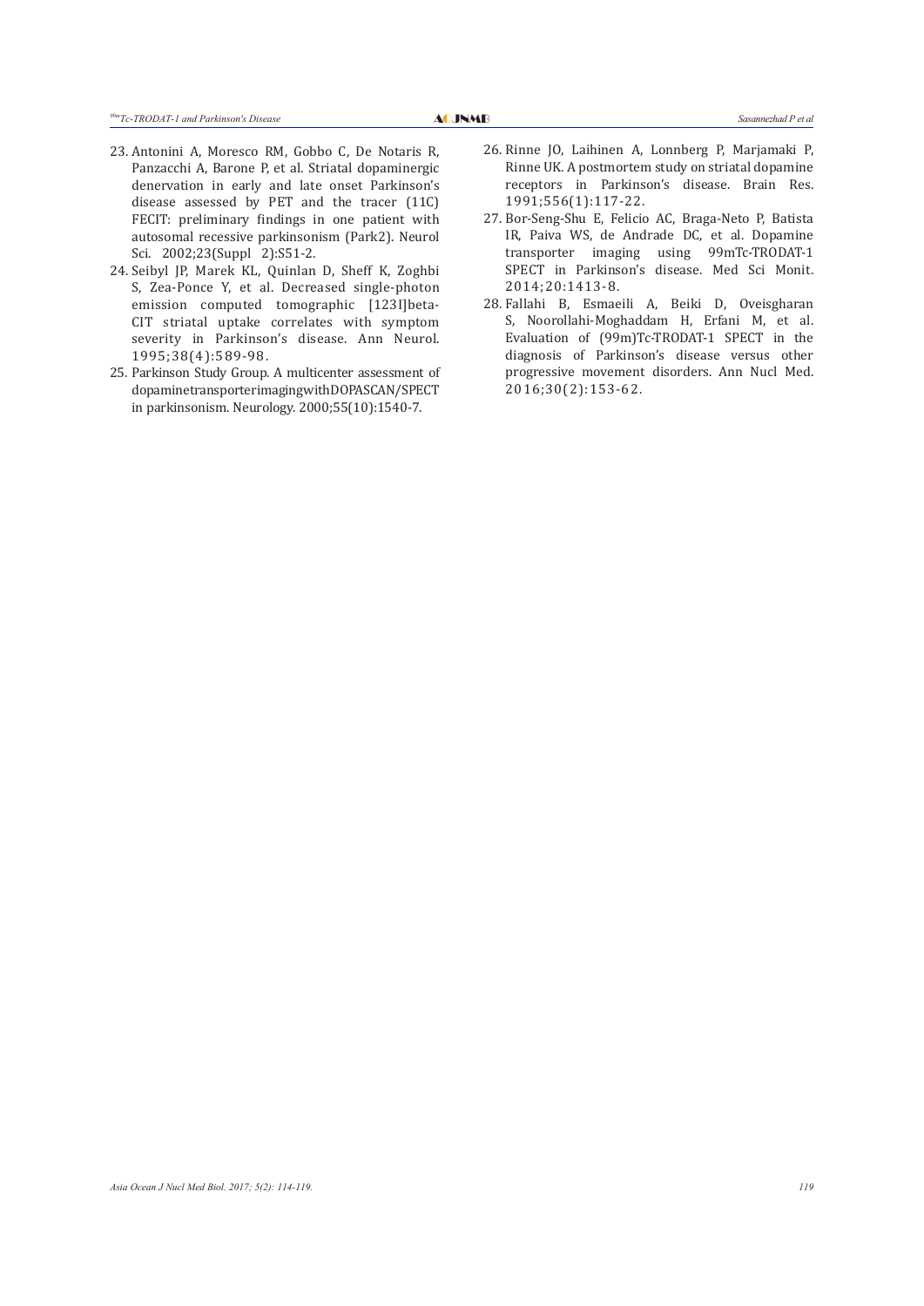23. Antonini A, Moresco RM, Gobbo C, De Notaris R, Panzacchi A, Barone P, et al. Striatal dopaminergic denervation in early and late onset Parkinson's disease assessed by PET and the tracer (11C) FECIT: preliminary findings in one patient with autosomal recessive parkinsonism (Park2). Neurol Sci. 2002;23(Suppl 2):S51-2.
24. Seibyl JP, Marek KL, Quinlan D, Sheff K, Zoghbi S, Zea-Ponce Y, et al. Decreased single-photon emission computed tomographic [123I]beta-CIT striatal uptake correlates with symptom severity in Parkinson's disease. Ann Neurol. 1995;38(4):589-98.
25. Parkinson Study Group. A multicenter assessment of dopaminetransporterimagingwithDOPASCAN/SPECT in parkinsonism. Neurology. 2000;55(10):1540-7.
26. Rinne JO, Laihinen A, Lonnberg P, Marjamaki P, Rinne UK. A postmortem study on striatal dopamine receptors in Parkinson's disease. Brain Res. 1991;556(1):117-22.
27. Bor-Seng-Shu E, Felicio AC, Braga-Neto P, Batista IR, Paiva WS, de Andrade DC, et al. Dopamine transporter imaging using 99mTc-TRODAT-1 SPECT in Parkinson's disease. Med Sci Monit. 2014;20:1413-8.
28. Fallahi B, Esmaeili A, Beiki D, Oveisgharan S, Noorollahi-Moghaddam H, Erfani M, et al. Evaluation of (99m)Tc-TRODAT-1 SPECT in the diagnosis of Parkinson's disease versus other progressive movement disorders. Ann Nucl Med. 2016;30(2):153-62.